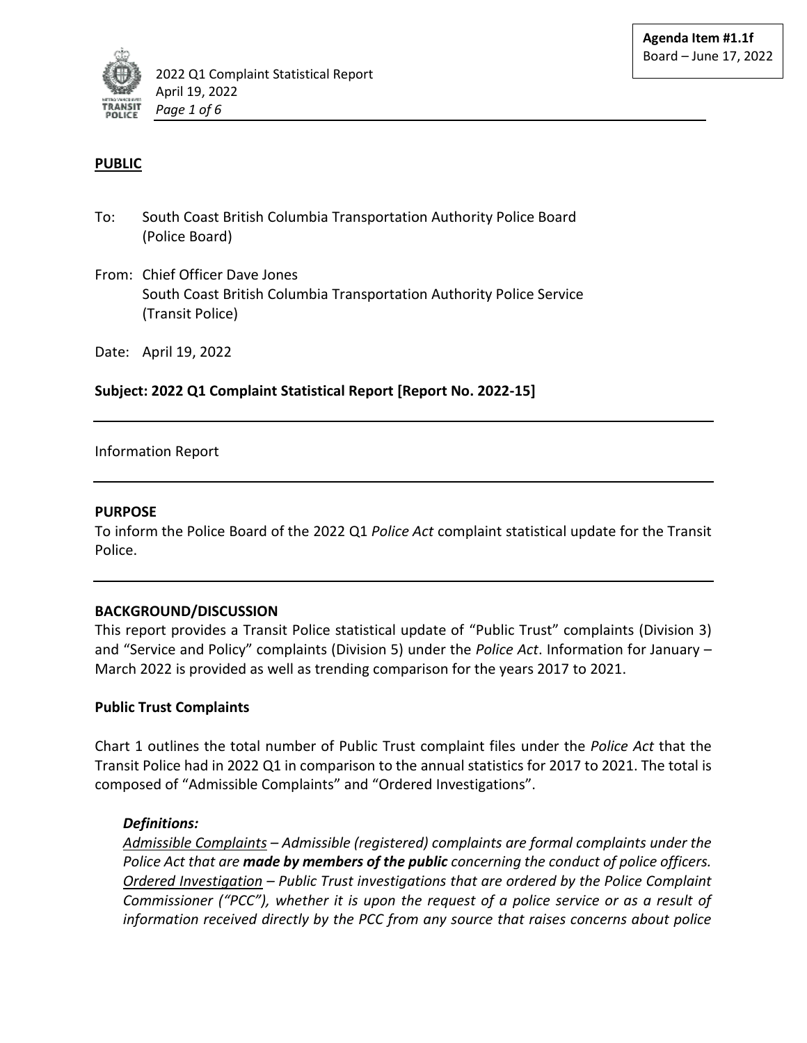**Agenda Item #1.1f**
Board – June 17, 2022

**PUBLIC**

To: South Coast British Columbia Transportation Authority Police Board (Police Board)

From: Chief Officer Dave Jones
South Coast British Columbia Transportation Authority Police Service (Transit Police)

Date: April 19, 2022

**Subject: 2022 Q1 Complaint Statistical Report [Report No. 2022-15]**

---

Information Report

---

**PURPOSE**

To inform the Police Board of the 2022 Q1 *Police Act* complaint statistical update for the Transit Police.

---

**BACKGROUND/DISCUSSION**

This report provides a Transit Police statistical update of "Public Trust" complaints (Division 3) and "Service and Policy" complaints (Division 5) under the *Police Act*. Information for January – March 2022 is provided as well as trending comparison for the years 2017 to 2021.

**Public Trust Complaints**

Chart 1 outlines the total number of Public Trust complaint files under the *Police Act* that the Transit Police had in 2022 Q1 in comparison to the annual statistics for 2017 to 2021. The total is composed of "Admissible Complaints" and "Ordered Investigations".

***Definitions:***

*<u>Admissible Complaints</u> – Admissible (registered) complaints are formal complaints under the Police Act that are* ***made by members of the public*** *concerning the conduct of police officers.*
*<u>Ordered Investigation</u> – Public Trust investigations that are ordered by the Police Complaint Commissioner ("PCC"), whether it is upon the request of a police service or as a result of information received directly by the PCC from any source that raises concerns about police*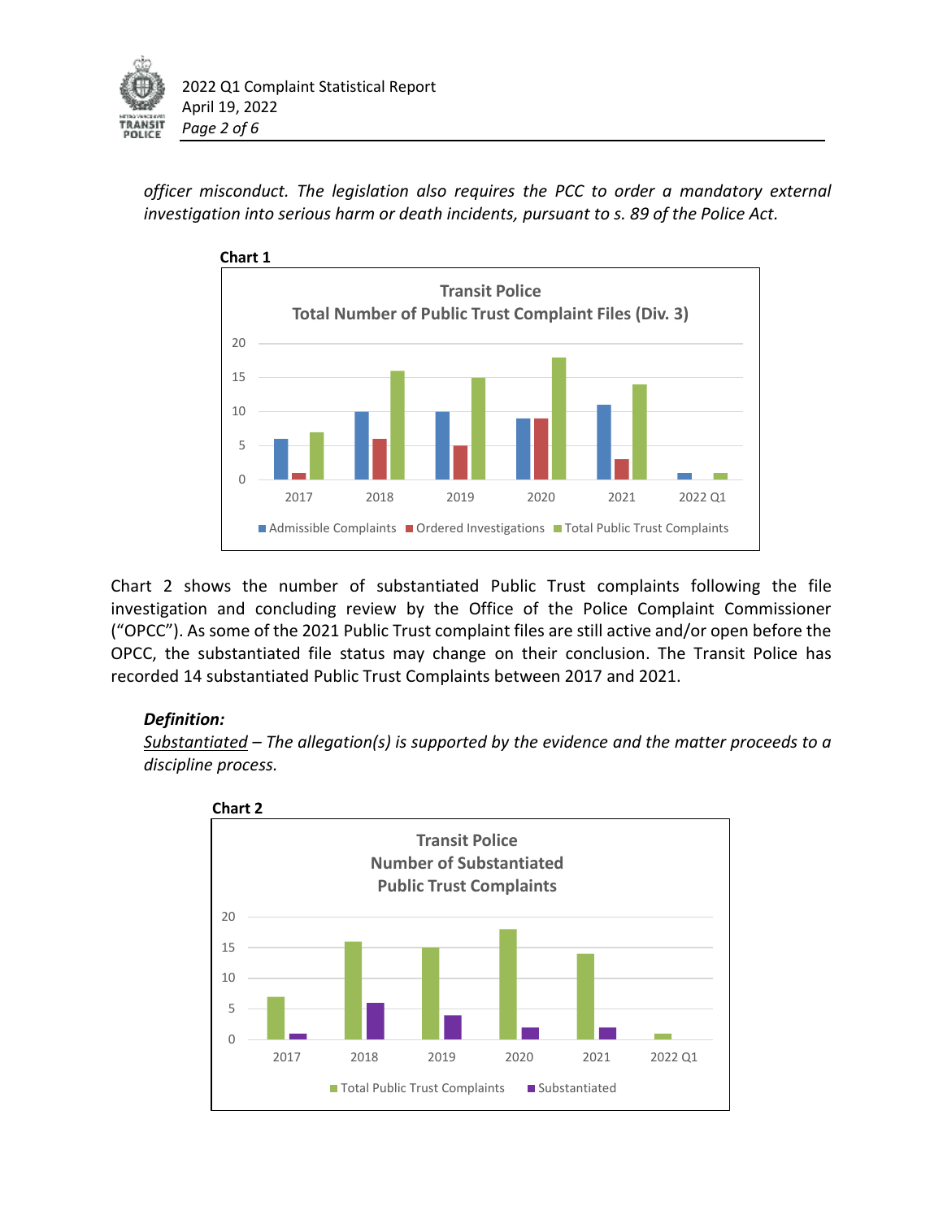*officer misconduct. The legislation also requires the PCC to order a mandatory external investigation into serious harm or death incidents, pursuant to s. 89 of the Police Act.*

**Chart 1**

Chart 2 shows the number of substantiated Public Trust complaints following the file investigation and concluding review by the Office of the Police Complaint Commissioner ("OPCC"). As some of the 2021 Public Trust complaint files are still active and/or open before the OPCC, the substantiated file status may change on their conclusion. The Transit Police has recorded 14 substantiated Public Trust Complaints between 2017 and 2021.

***Definition:***

*Substantiated – The allegation(s) is supported by the evidence and the matter proceeds to a discipline process.*

**Chart 2**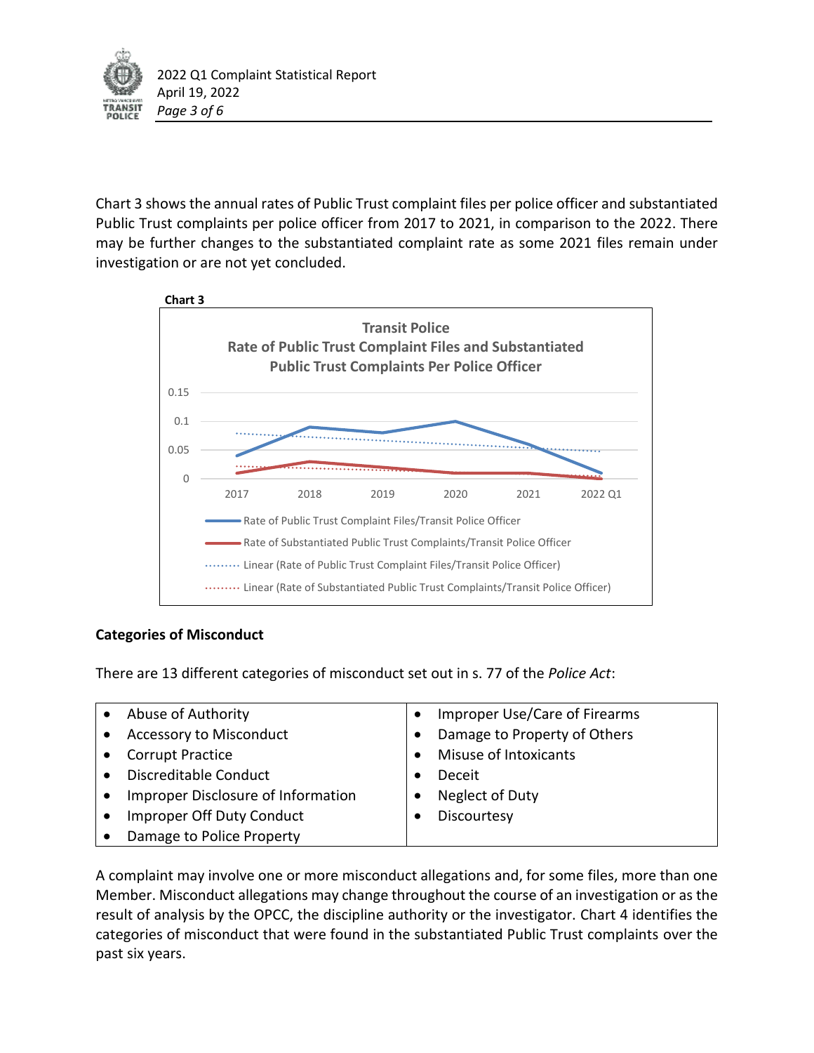Chart 3 shows the annual rates of Public Trust complaint files per police officer and substantiated Public Trust complaints per police officer from 2017 to 2021, in comparison to the 2022. There may be further changes to the substantiated complaint rate as some 2021 files remain under investigation or are not yet concluded.

**Chart 3**

**Transit Police
Rate of Public Trust Complaint Files and Substantiated Public Trust Complaints Per Police Officer**

### Categories of Misconduct

There are 13 different categories of misconduct set out in s. 77 of the *Police Act*:

- Abuse of Authority
- Accessory to Misconduct
- Corrupt Practice
- Discreditable Conduct
- Improper Disclosure of Information
- Improper Off Duty Conduct
- Damage to Police Property
- Improper Use/Care of Firearms
- Damage to Property of Others
- Misuse of Intoxicants
- Deceit
- Neglect of Duty
- Discourtesy

A complaint may involve one or more misconduct allegations and, for some files, more than one Member. Misconduct allegations may change throughout the course of an investigation or as the result of analysis by the OPCC, the discipline authority or the investigator. Chart 4 identifies the categories of misconduct that were found in the substantiated Public Trust complaints over the past six years.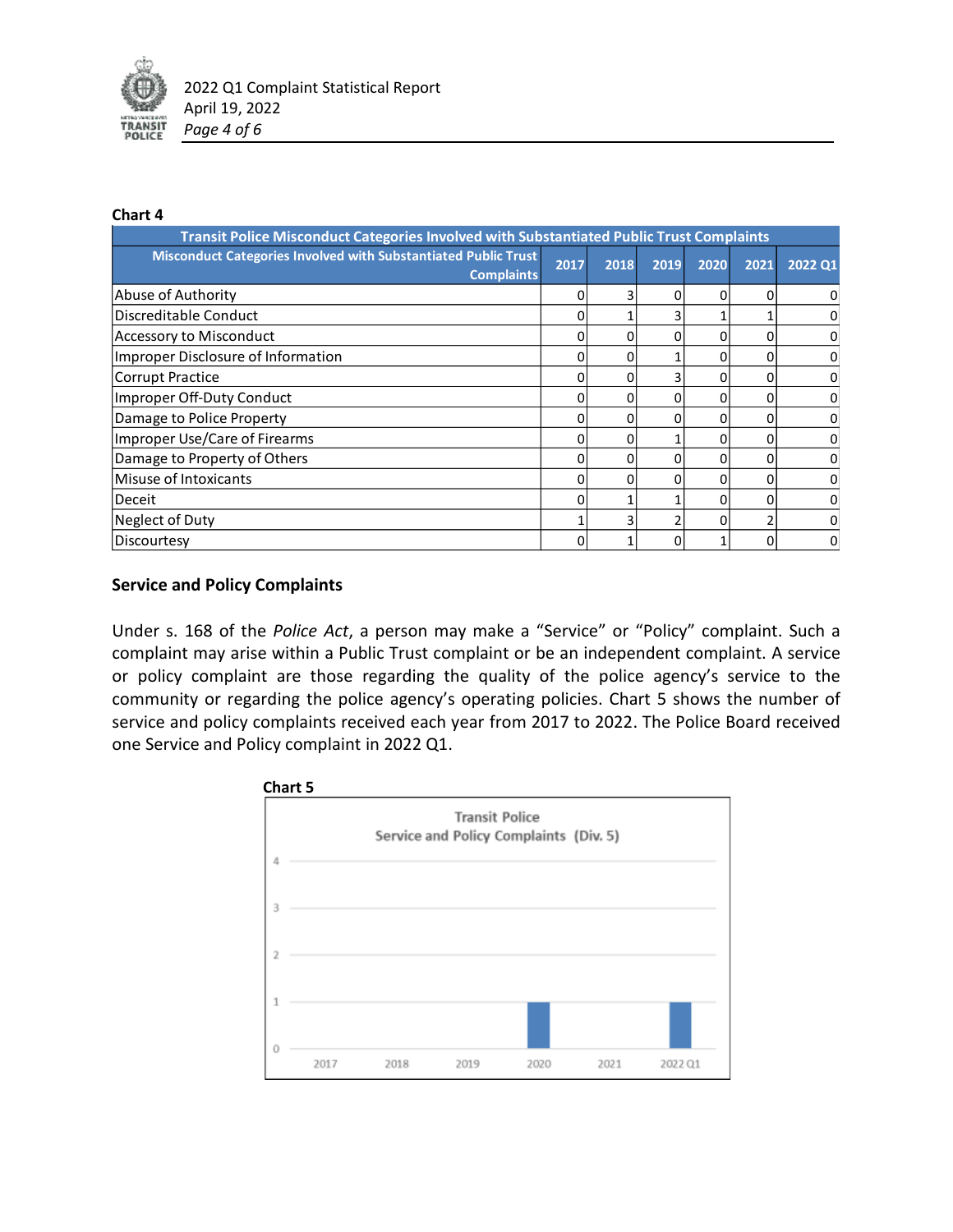**Chart 4**

| Transit Police Misconduct Categories Involved with Substantiated Public Trust Complaints | | | | | | |
|---|---|---|---|---|---|---|
| Misconduct Categories Involved with Substantiated Public Trust Complaints | 2017 | 2018 | 2019 | 2020 | 2021 | 2022 Q1 |
| Abuse of Authority | 0 | 3 | 0 | 0 | 0 | 0 |
| Discreditable Conduct | 0 | 1 | 3 | 1 | 1 | 0 |
| Accessory to Misconduct | 0 | 0 | 0 | 0 | 0 | 0 |
| Improper Disclosure of Information | 0 | 0 | 1 | 0 | 0 | 0 |
| Corrupt Practice | 0 | 0 | 3 | 0 | 0 | 0 |
| Improper Off-Duty Conduct | 0 | 0 | 0 | 0 | 0 | 0 |
| Damage to Police Property | 0 | 0 | 0 | 0 | 0 | 0 |
| Improper Use/Care of Firearms | 0 | 0 | 1 | 0 | 0 | 0 |
| Damage to Property of Others | 0 | 0 | 0 | 0 | 0 | 0 |
| Misuse of Intoxicants | 0 | 0 | 0 | 0 | 0 | 0 |
| Deceit | 0 | 1 | 1 | 0 | 0 | 0 |
| Neglect of Duty | 1 | 3 | 2 | 0 | 2 | 0 |
| Discourtesy | 0 | 1 | 0 | 1 | 0 | 0 |

## Service and Policy Complaints

Under s. 168 of the *Police Act*, a person may make a "Service" or "Policy" complaint. Such a complaint may arise within a Public Trust complaint or be an independent complaint. A service or policy complaint are those regarding the quality of the police agency's service to the community or regarding the police agency's operating policies. Chart 5 shows the number of service and policy complaints received each year from 2017 to 2022. The Police Board received one Service and Policy complaint in 2022 Q1.

**Chart 5**

Transit Police
Service and Policy Complaints (Div. 5)

| Year | Complaints |
|---|---|
| 2017 | 0 |
| 2018 | 0 |
| 2019 | 0 |
| 2020 | 1 |
| 2021 | 0 |
| 2022 Q1 | 1 |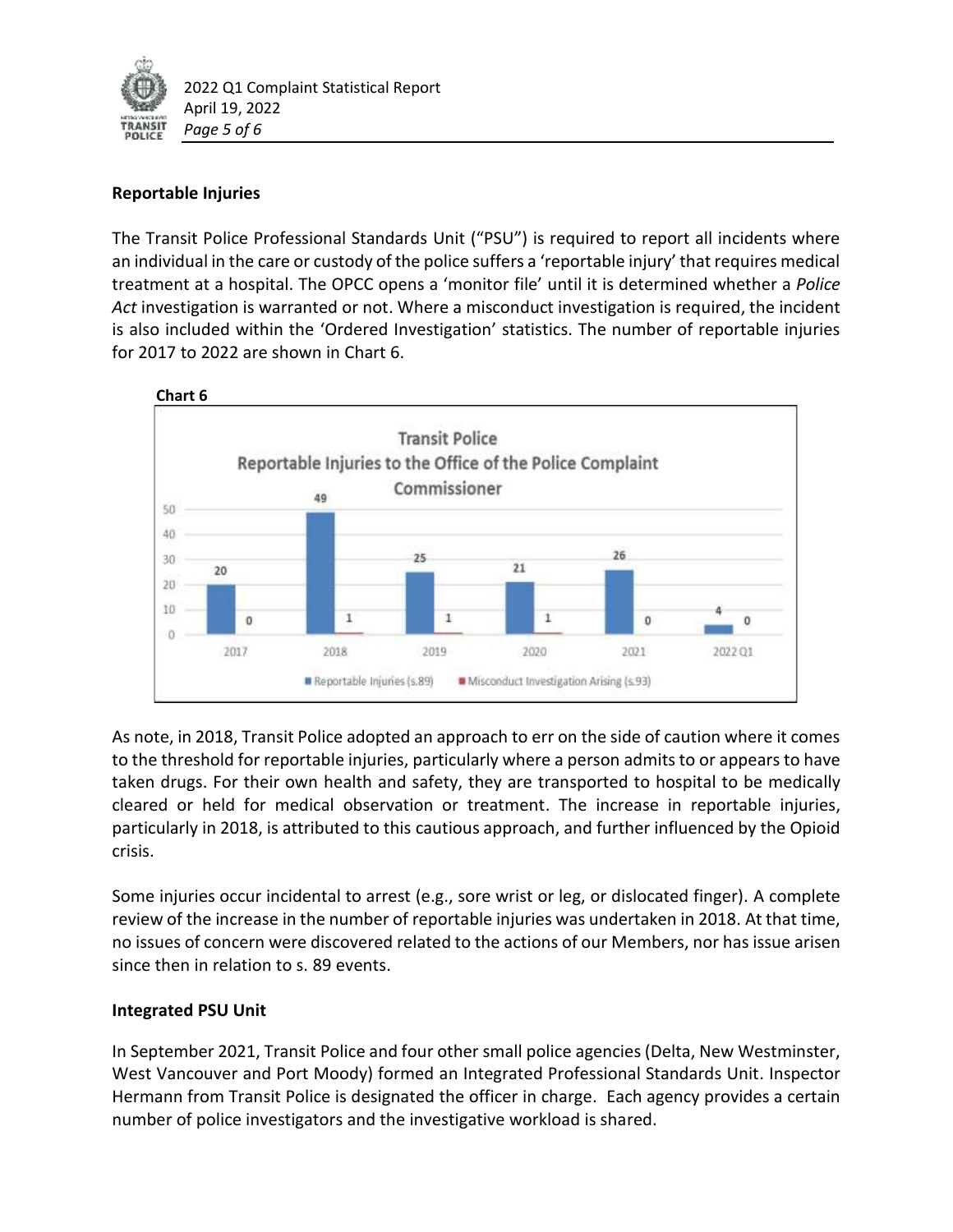## Reportable Injuries

The Transit Police Professional Standards Unit ("PSU") is required to report all incidents where an individual in the care or custody of the police suffers a 'reportable injury' that requires medical treatment at a hospital. The OPCC opens a 'monitor file' until it is determined whether a *Police Act* investigation is warranted or not. Where a misconduct investigation is required, the incident is also included within the 'Ordered Investigation' statistics. The number of reportable injuries for 2017 to 2022 are shown in Chart 6.

**Chart 6**

Transit Police
Reportable Injuries to the Office of the Police Complaint Commissioner

| | 2017 | 2018 | 2019 | 2020 | 2021 | 2022 Q1 |
|---|---|---|---|---|---|---|
| Reportable Injuries (s.89) | 20 | 49 | 25 | 21 | 26 | 4 |
| Misconduct Investigation Arising (s.93) | 0 | 1 | 1 | 1 | 0 | 0 |

As note, in 2018, Transit Police adopted an approach to err on the side of caution where it comes to the threshold for reportable injuries, particularly where a person admits to or appears to have taken drugs. For their own health and safety, they are transported to hospital to be medically cleared or held for medical observation or treatment. The increase in reportable injuries, particularly in 2018, is attributed to this cautious approach, and further influenced by the Opioid crisis.

Some injuries occur incidental to arrest (e.g., sore wrist or leg, or dislocated finger). A complete review of the increase in the number of reportable injuries was undertaken in 2018. At that time, no issues of concern were discovered related to the actions of our Members, nor has issue arisen since then in relation to s. 89 events.

## Integrated PSU Unit

In September 2021, Transit Police and four other small police agencies (Delta, New Westminster, West Vancouver and Port Moody) formed an Integrated Professional Standards Unit. Inspector Hermann from Transit Police is designated the officer in charge. Each agency provides a certain number of police investigators and the investigative workload is shared.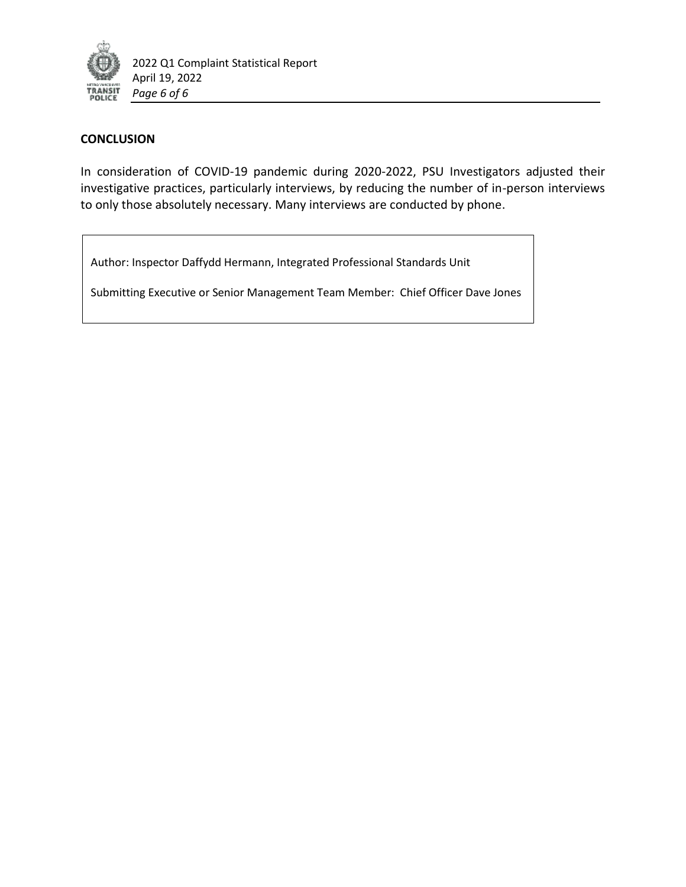**CONCLUSION**

In consideration of COVID-19 pandemic during 2020-2022, PSU Investigators adjusted their investigative practices, particularly interviews, by reducing the number of in-person interviews to only those absolutely necessary. Many interviews are conducted by phone.

Author: Inspector Daffydd Hermann, Integrated Professional Standards Unit

Submitting Executive or Senior Management Team Member: Chief Officer Dave Jones